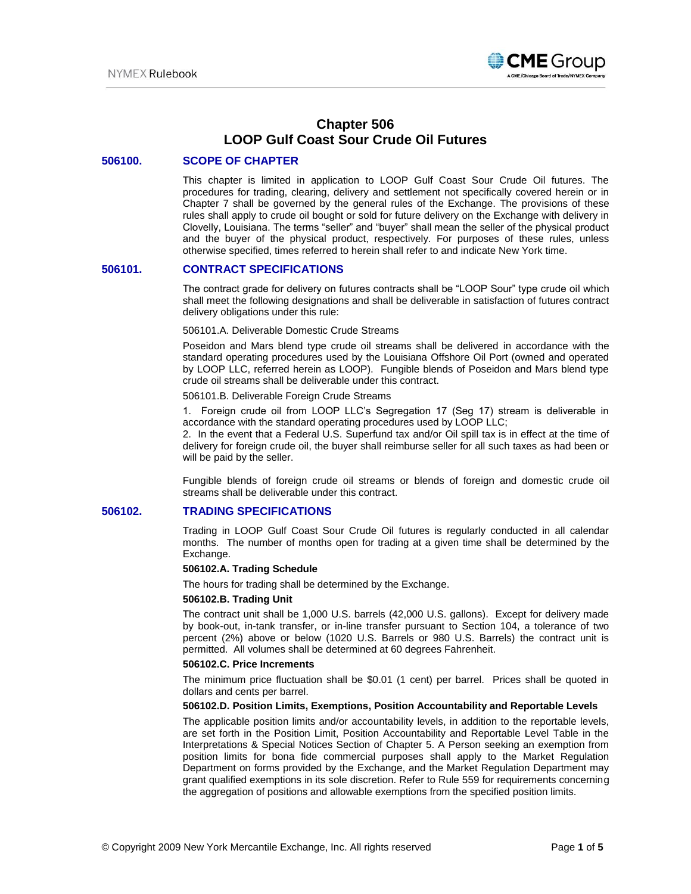# Chapter 506
# LOOP Gulf Coast Sour Crude Oil Futures

## 506100. SCOPE OF CHAPTER

This chapter is limited in application to LOOP Gulf Coast Sour Crude Oil futures. The procedures for trading, clearing, delivery and settlement not specifically covered herein or in Chapter 7 shall be governed by the general rules of the Exchange. The provisions of these rules shall apply to crude oil bought or sold for future delivery on the Exchange with delivery in Clovelly, Louisiana. The terms "seller" and "buyer" shall mean the seller of the physical product and the buyer of the physical product, respectively. For purposes of these rules, unless otherwise specified, times referred to herein shall refer to and indicate New York time.

## 506101. CONTRACT SPECIFICATIONS

The contract grade for delivery on futures contracts shall be "LOOP Sour" type crude oil which shall meet the following designations and shall be deliverable in satisfaction of futures contract delivery obligations under this rule:

506101.A. Deliverable Domestic Crude Streams

Poseidon and Mars blend type crude oil streams shall be delivered in accordance with the standard operating procedures used by the Louisiana Offshore Oil Port (owned and operated by LOOP LLC, referred herein as LOOP). Fungible blends of Poseidon and Mars blend type crude oil streams shall be deliverable under this contract.

506101.B. Deliverable Foreign Crude Streams

1. Foreign crude oil from LOOP LLC's Segregation 17 (Seg 17) stream is deliverable in accordance with the standard operating procedures used by LOOP LLC;
2. In the event that a Federal U.S. Superfund tax and/or Oil spill tax is in effect at the time of delivery for foreign crude oil, the buyer shall reimburse seller for all such taxes as had been or will be paid by the seller.

Fungible blends of foreign crude oil streams or blends of foreign and domestic crude oil streams shall be deliverable under this contract.

## 506102. TRADING SPECIFICATIONS

Trading in LOOP Gulf Coast Sour Crude Oil futures is regularly conducted in all calendar months. The number of months open for trading at a given time shall be determined by the Exchange.

**506102.A. Trading Schedule**

The hours for trading shall be determined by the Exchange.

**506102.B. Trading Unit**

The contract unit shall be 1,000 U.S. barrels (42,000 U.S. gallons). Except for delivery made by book-out, in-tank transfer, or in-line transfer pursuant to Section 104, a tolerance of two percent (2%) above or below (1020 U.S. Barrels or 980 U.S. Barrels) the contract unit is permitted. All volumes shall be determined at 60 degrees Fahrenheit.

**506102.C. Price Increments**

The minimum price fluctuation shall be $0.01 (1 cent) per barrel. Prices shall be quoted in dollars and cents per barrel.

**506102.D. Position Limits, Exemptions, Position Accountability and Reportable Levels**

The applicable position limits and/or accountability levels, in addition to the reportable levels, are set forth in the Position Limit, Position Accountability and Reportable Level Table in the Interpretations & Special Notices Section of Chapter 5. A Person seeking an exemption from position limits for bona fide commercial purposes shall apply to the Market Regulation Department on forms provided by the Exchange, and the Market Regulation Department may grant qualified exemptions in its sole discretion. Refer to Rule 559 for requirements concerning the aggregation of positions and allowable exemptions from the specified position limits.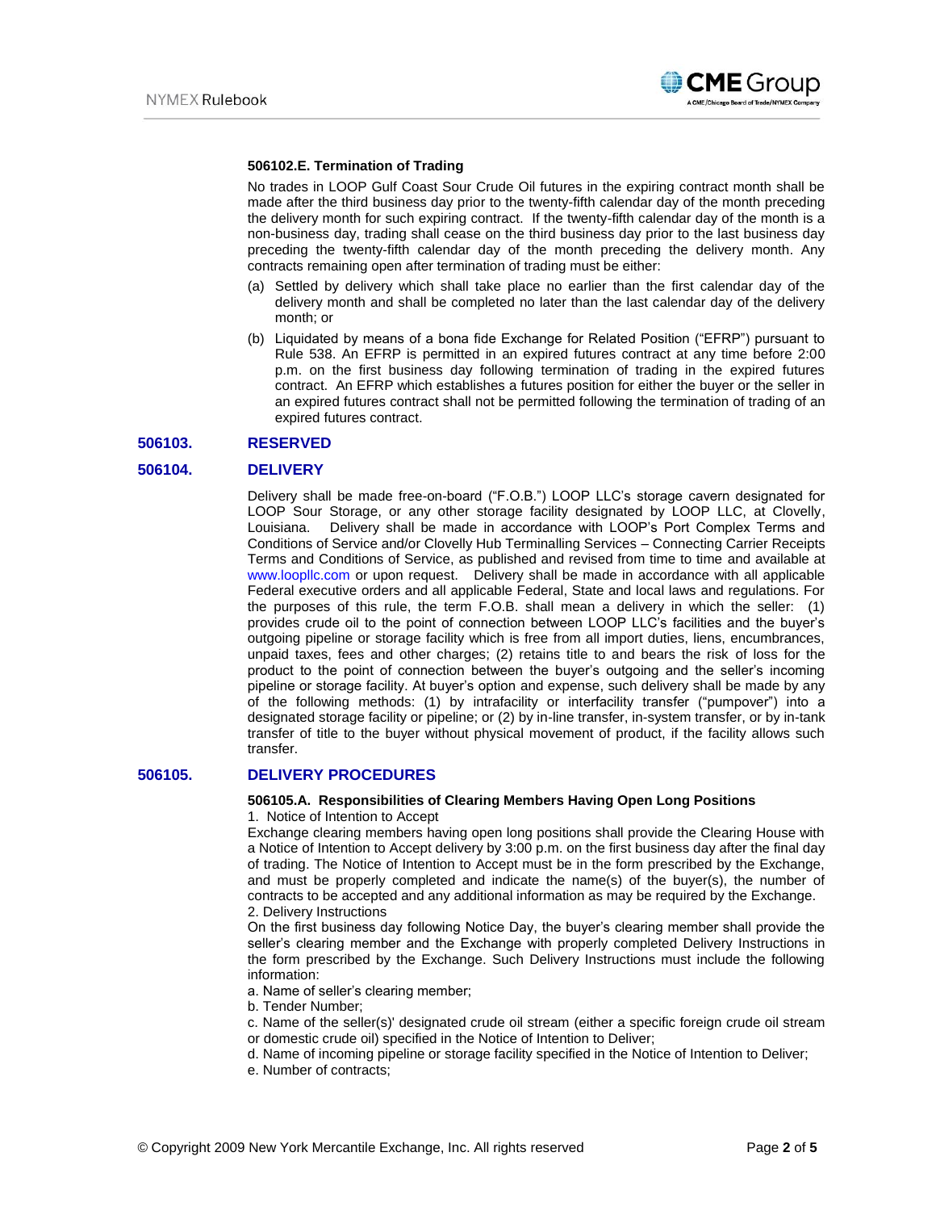**506102.E. Termination of Trading**

No trades in LOOP Gulf Coast Sour Crude Oil futures in the expiring contract month shall be made after the third business day prior to the twenty-fifth calendar day of the month preceding the delivery month for such expiring contract. If the twenty-fifth calendar day of the month is a non-business day, trading shall cease on the third business day prior to the last business day preceding the twenty-fifth calendar day of the month preceding the delivery month. Any contracts remaining open after termination of trading must be either:

(a) Settled by delivery which shall take place no earlier than the first calendar day of the delivery month and shall be completed no later than the last calendar day of the delivery month; or

(b) Liquidated by means of a bona fide Exchange for Related Position ("EFRP") pursuant to Rule 538. An EFRP is permitted in an expired futures contract at any time before 2:00 p.m. on the first business day following termination of trading in the expired futures contract. An EFRP which establishes a futures position for either the buyer or the seller in an expired futures contract shall not be permitted following the termination of trading of an expired futures contract.

## 506103. RESERVED

## 506104. DELIVERY

Delivery shall be made free-on-board ("F.O.B.") LOOP LLC's storage cavern designated for LOOP Sour Storage, or any other storage facility designated by LOOP LLC, at Clovelly, Louisiana. Delivery shall be made in accordance with LOOP's Port Complex Terms and Conditions of Service and/or Clovelly Hub Terminalling Services – Connecting Carrier Receipts Terms and Conditions of Service, as published and revised from time to time and available at www.loopllc.com or upon request. Delivery shall be made in accordance with all applicable Federal executive orders and all applicable Federal, State and local laws and regulations. For the purposes of this rule, the term F.O.B. shall mean a delivery in which the seller: (1) provides crude oil to the point of connection between LOOP LLC's facilities and the buyer's outgoing pipeline or storage facility which is free from all import duties, liens, encumbrances, unpaid taxes, fees and other charges; (2) retains title to and bears the risk of loss for the product to the point of connection between the buyer's outgoing and the seller's incoming pipeline or storage facility. At buyer's option and expense, such delivery shall be made by any of the following methods: (1) by intrafacility or interfacility transfer ("pumpover") into a designated storage facility or pipeline; or (2) by in-line transfer, in-system transfer, or by in-tank transfer of title to the buyer without physical movement of product, if the facility allows such transfer.

## 506105. DELIVERY PROCEDURES

**506105.A. Responsibilities of Clearing Members Having Open Long Positions**

1. Notice of Intention to Accept

Exchange clearing members having open long positions shall provide the Clearing House with a Notice of Intention to Accept delivery by 3:00 p.m. on the first business day after the final day of trading. The Notice of Intention to Accept must be in the form prescribed by the Exchange, and must be properly completed and indicate the name(s) of the buyer(s), the number of contracts to be accepted and any additional information as may be required by the Exchange.

2. Delivery Instructions

On the first business day following Notice Day, the buyer's clearing member shall provide the seller's clearing member and the Exchange with properly completed Delivery Instructions in the form prescribed by the Exchange. Such Delivery Instructions must include the following information:

a. Name of seller's clearing member;

b. Tender Number;

c. Name of the seller(s)' designated crude oil stream (either a specific foreign crude oil stream or domestic crude oil) specified in the Notice of Intention to Deliver;

d. Name of incoming pipeline or storage facility specified in the Notice of Intention to Deliver;

e. Number of contracts;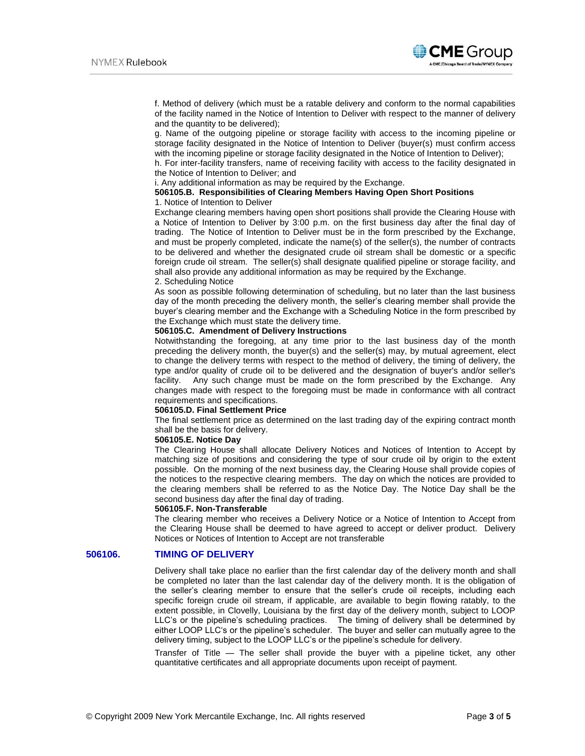f. Method of delivery (which must be a ratable delivery and conform to the normal capabilities of the facility named in the Notice of Intention to Deliver with respect to the manner of delivery and the quantity to be delivered);

g. Name of the outgoing pipeline or storage facility with access to the incoming pipeline or storage facility designated in the Notice of Intention to Deliver (buyer(s) must confirm access with the incoming pipeline or storage facility designated in the Notice of Intention to Deliver);

h. For inter-facility transfers, name of receiving facility with access to the facility designated in the Notice of Intention to Deliver; and

i. Any additional information as may be required by the Exchange.

**506105.B. Responsibilities of Clearing Members Having Open Short Positions**

1. Notice of Intention to Deliver

Exchange clearing members having open short positions shall provide the Clearing House with a Notice of Intention to Deliver by 3:00 p.m. on the first business day after the final day of trading. The Notice of Intention to Deliver must be in the form prescribed by the Exchange, and must be properly completed, indicate the name(s) of the seller(s), the number of contracts to be delivered and whether the designated crude oil stream shall be domestic or a specific foreign crude oil stream. The seller(s) shall designate qualified pipeline or storage facility, and shall also provide any additional information as may be required by the Exchange.

2. Scheduling Notice

As soon as possible following determination of scheduling, but no later than the last business day of the month preceding the delivery month, the seller's clearing member shall provide the buyer's clearing member and the Exchange with a Scheduling Notice in the form prescribed by the Exchange which must state the delivery time.

**506105.C. Amendment of Delivery Instructions**

Notwithstanding the foregoing, at any time prior to the last business day of the month preceding the delivery month, the buyer(s) and the seller(s) may, by mutual agreement, elect to change the delivery terms with respect to the method of delivery, the timing of delivery, the type and/or quality of crude oil to be delivered and the designation of buyer's and/or seller's facility. Any such change must be made on the form prescribed by the Exchange. Any changes made with respect to the foregoing must be made in conformance with all contract requirements and specifications.

**506105.D. Final Settlement Price**

The final settlement price as determined on the last trading day of the expiring contract month shall be the basis for delivery.

**506105.E. Notice Day**

The Clearing House shall allocate Delivery Notices and Notices of Intention to Accept by matching size of positions and considering the type of sour crude oil by origin to the extent possible. On the morning of the next business day, the Clearing House shall provide copies of the notices to the respective clearing members. The day on which the notices are provided to the clearing members shall be referred to as the Notice Day. The Notice Day shall be the second business day after the final day of trading.

**506105.F. Non-Transferable**

The clearing member who receives a Delivery Notice or a Notice of Intention to Accept from the Clearing House shall be deemed to have agreed to accept or deliver product. Delivery Notices or Notices of Intention to Accept are not transferable

## 506106. TIMING OF DELIVERY

Delivery shall take place no earlier than the first calendar day of the delivery month and shall be completed no later than the last calendar day of the delivery month. It is the obligation of the seller's clearing member to ensure that the seller's crude oil receipts, including each specific foreign crude oil stream, if applicable, are available to begin flowing ratably, to the extent possible, in Clovelly, Louisiana by the first day of the delivery month, subject to LOOP LLC's or the pipeline's scheduling practices. The timing of delivery shall be determined by either LOOP LLC's or the pipeline's scheduler. The buyer and seller can mutually agree to the delivery timing, subject to the LOOP LLC's or the pipeline's schedule for delivery.

Transfer of Title — The seller shall provide the buyer with a pipeline ticket, any other quantitative certificates and all appropriate documents upon receipt of payment.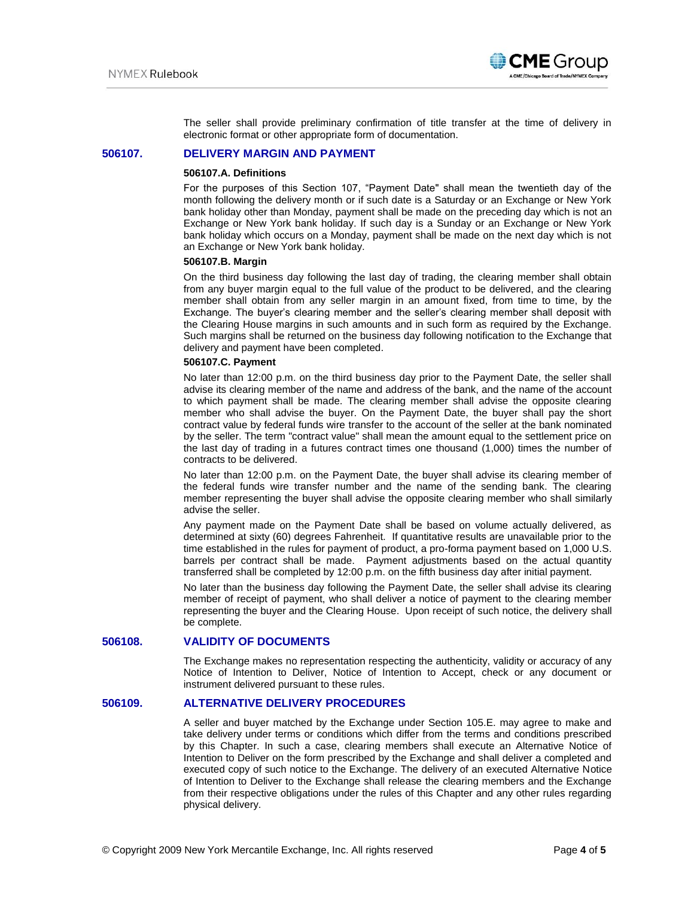The seller shall provide preliminary confirmation of title transfer at the time of delivery in electronic format or other appropriate form of documentation.

## 506107. DELIVERY MARGIN AND PAYMENT

### 506107.A. Definitions

For the purposes of this Section 107, "Payment Date" shall mean the twentieth day of the month following the delivery month or if such date is a Saturday or an Exchange or New York bank holiday other than Monday, payment shall be made on the preceding day which is not an Exchange or New York bank holiday. If such day is a Sunday or an Exchange or New York bank holiday which occurs on a Monday, payment shall be made on the next day which is not an Exchange or New York bank holiday.

### 506107.B. Margin

On the third business day following the last day of trading, the clearing member shall obtain from any buyer margin equal to the full value of the product to be delivered, and the clearing member shall obtain from any seller margin in an amount fixed, from time to time, by the Exchange. The buyer's clearing member and the seller's clearing member shall deposit with the Clearing House margins in such amounts and in such form as required by the Exchange. Such margins shall be returned on the business day following notification to the Exchange that delivery and payment have been completed.

### 506107.C. Payment

No later than 12:00 p.m. on the third business day prior to the Payment Date, the seller shall advise its clearing member of the name and address of the bank, and the name of the account to which payment shall be made. The clearing member shall advise the opposite clearing member who shall advise the buyer. On the Payment Date, the buyer shall pay the short contract value by federal funds wire transfer to the account of the seller at the bank nominated by the seller. The term "contract value" shall mean the amount equal to the settlement price on the last day of trading in a futures contract times one thousand (1,000) times the number of contracts to be delivered.

No later than 12:00 p.m. on the Payment Date, the buyer shall advise its clearing member of the federal funds wire transfer number and the name of the sending bank. The clearing member representing the buyer shall advise the opposite clearing member who shall similarly advise the seller.

Any payment made on the Payment Date shall be based on volume actually delivered, as determined at sixty (60) degrees Fahrenheit. If quantitative results are unavailable prior to the time established in the rules for payment of product, a pro-forma payment based on 1,000 U.S. barrels per contract shall be made. Payment adjustments based on the actual quantity transferred shall be completed by 12:00 p.m. on the fifth business day after initial payment.

No later than the business day following the Payment Date, the seller shall advise its clearing member of receipt of payment, who shall deliver a notice of payment to the clearing member representing the buyer and the Clearing House. Upon receipt of such notice, the delivery shall be complete.

## 506108. VALIDITY OF DOCUMENTS

The Exchange makes no representation respecting the authenticity, validity or accuracy of any Notice of Intention to Deliver, Notice of Intention to Accept, check or any document or instrument delivered pursuant to these rules.

## 506109. ALTERNATIVE DELIVERY PROCEDURES

A seller and buyer matched by the Exchange under Section 105.E. may agree to make and take delivery under terms or conditions which differ from the terms and conditions prescribed by this Chapter. In such a case, clearing members shall execute an Alternative Notice of Intention to Deliver on the form prescribed by the Exchange and shall deliver a completed and executed copy of such notice to the Exchange. The delivery of an executed Alternative Notice of Intention to Deliver to the Exchange shall release the clearing members and the Exchange from their respective obligations under the rules of this Chapter and any other rules regarding physical delivery.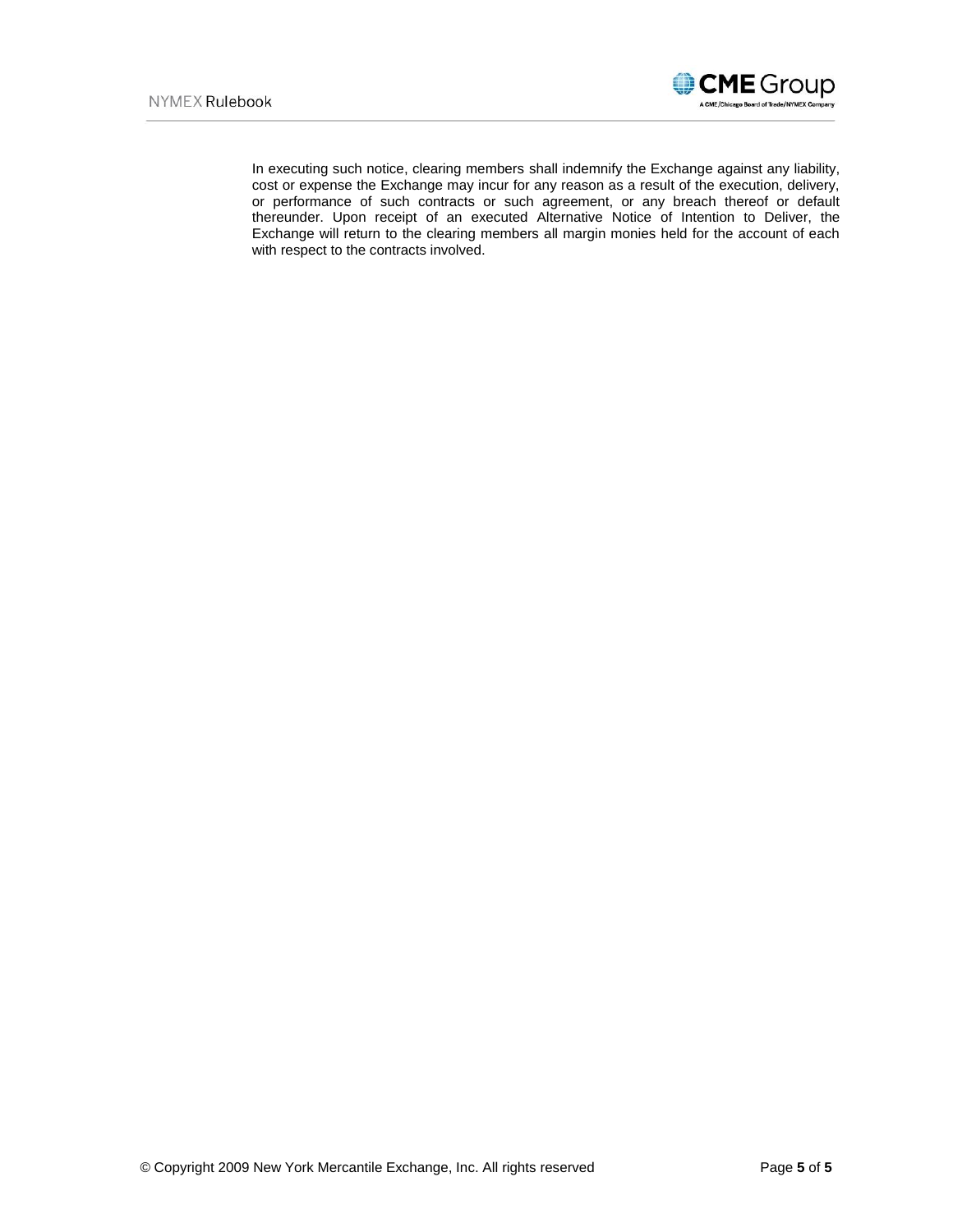In executing such notice, clearing members shall indemnify the Exchange against any liability, cost or expense the Exchange may incur for any reason as a result of the execution, delivery, or performance of such contracts or such agreement, or any breach thereof or default thereunder. Upon receipt of an executed Alternative Notice of Intention to Deliver, the Exchange will return to the clearing members all margin monies held for the account of each with respect to the contracts involved.